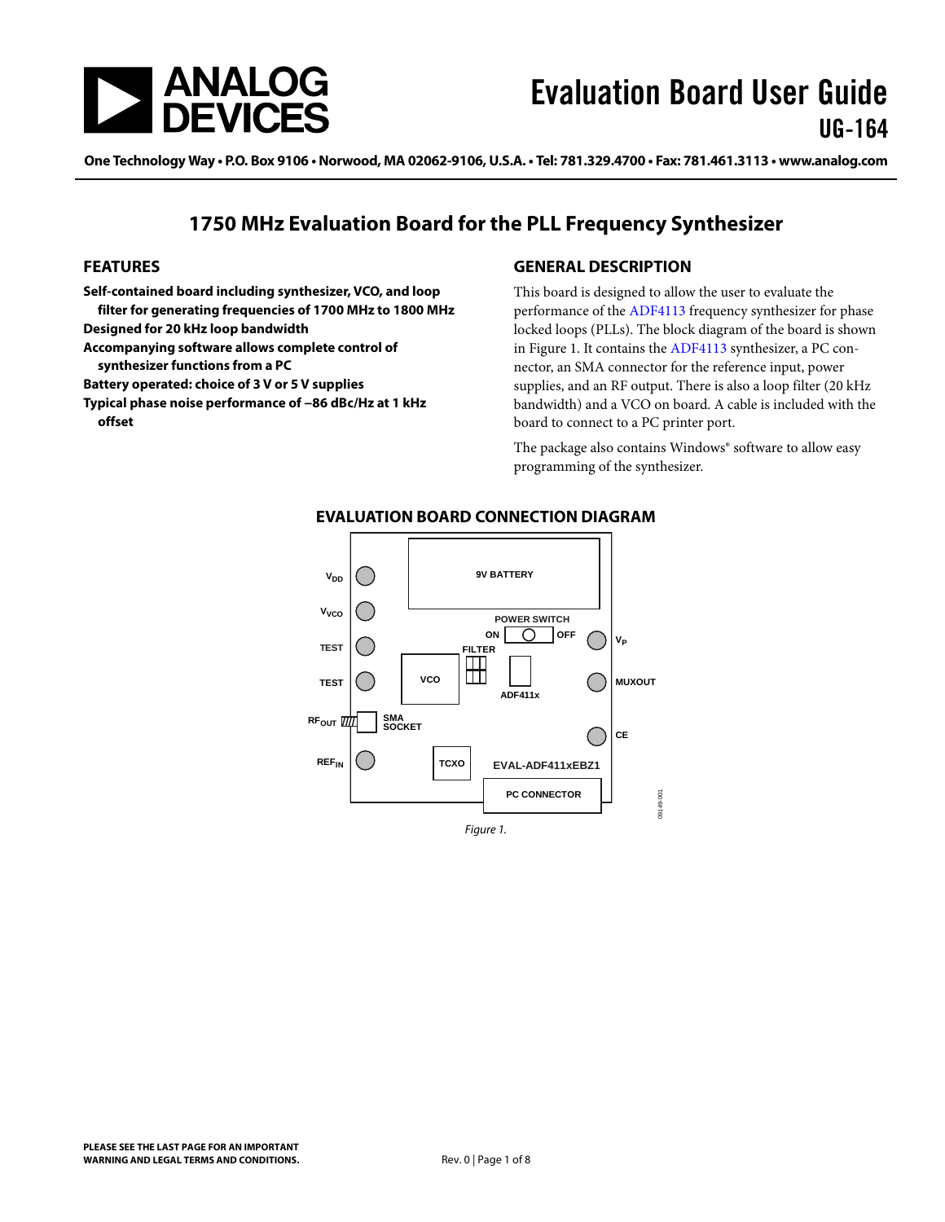# Evaluation Board User Guide
## UG-164

One Technology Way • P.O. Box 9106 • Norwood, MA 02062-9106, U.S.A. • Tel: 781.329.4700 • Fax: 781.461.3113 • www.analog.com

# 1750 MHz Evaluation Board for the PLL Frequency Synthesizer

## FEATURES

- **Self-contained board including synthesizer, VCO, and loop filter for generating frequencies of 1700 MHz to 1800 MHz**
- **Designed for 20 kHz loop bandwidth**
- **Accompanying software allows complete control of synthesizer functions from a PC**
- **Battery operated: choice of 3 V or 5 V supplies**
- **Typical phase noise performance of −86 dBc/Hz at 1 kHz offset**

## GENERAL DESCRIPTION

This board is designed to allow the user to evaluate the performance of the ADF4113 frequency synthesizer for phase locked loops (PLLs). The block diagram of the board is shown in Figure 1. It contains the ADF4113 synthesizer, a PC connector, an SMA connector for the reference input, power supplies, and an RF output. There is also a loop filter (20 kHz bandwidth) and a VCO on board. A cable is included with the board to connect to a PC printer port.

The package also contains Windows® software to allow easy programming of the synthesizer.

## EVALUATION BOARD CONNECTION DIAGRAM

$V_{DD}$, $V_{VCO}$, TEST, TEST, $RF_{OUT}$, SMA SOCKET, $REF_{IN}$, 9V BATTERY, POWER SWITCH, ON, OFF, FILTER, VCO, ADF411x, TCXO, EVAL-ADF411xEBZ1, PC CONNECTOR, $V_P$, MUXOUT, CE

Figure 1.

PLEASE SEE THE LAST PAGE FOR AN IMPORTANT WARNING AND LEGAL TERMS AND CONDITIONS.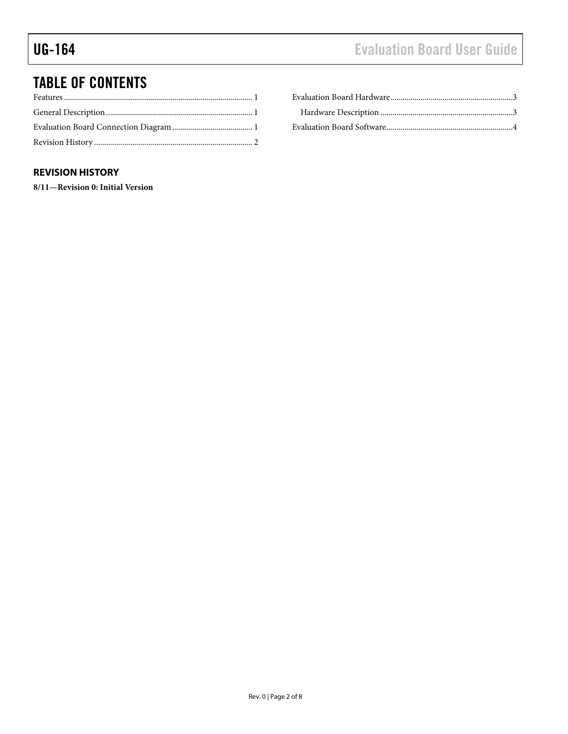# TABLE OF CONTENTS

Features ........................................................................................ 1

General Description ....................................................................... 1

Evaluation Board Connection Diagram ....................................... 1

Revision History ............................................................................ 2

Evaluation Board Hardware .......................................................... 3

  Hardware Description ................................................................ 3

Evaluation Board Software ............................................................ 4

## REVISION HISTORY

**8/11—Revision 0: Initial Version**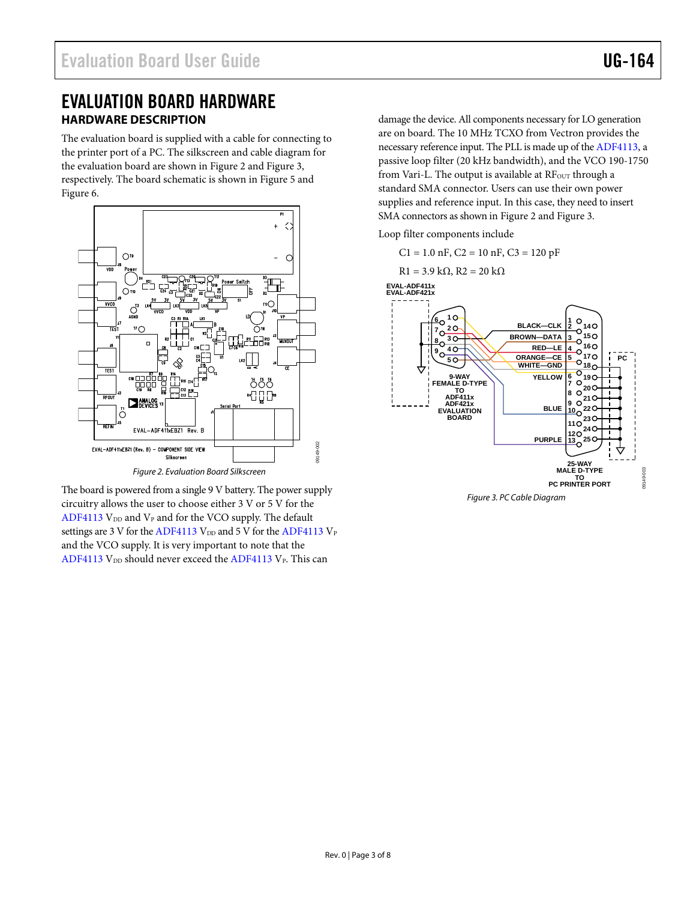# EVALUATION BOARD HARDWARE

## HARDWARE DESCRIPTION

The evaluation board is supplied with a cable for connecting to the printer port of a PC. The silkscreen and cable diagram for the evaluation board are shown in Figure 2 and Figure 3, respectively. The board schematic is shown in Figure 5 and Figure 6.

*Figure 2. Evaluation Board Silkscreen*

The board is powered from a single 9 V battery. The power supply circuitry allows the user to choose either 3 V or 5 V for the ADF4113 $V_{DD}$ and $V_P$ and for the VCO supply. The default settings are 3 V for the ADF4113 $V_{DD}$ and 5 V for the ADF4113 $V_P$ and the VCO supply. It is very important to note that the ADF4113 $V_{DD}$ should never exceed the ADF4113 $V_P$. This can damage the device. All components necessary for LO generation are on board. The 10 MHz TCXO from Vectron provides the necessary reference input. The PLL is made up of the ADF4113, a passive loop filter (20 kHz bandwidth), and the VCO 190-1750 from Vari-L. The output is available at $RF_{OUT}$ through a standard SMA connector. Users can use their own power supplies and reference input. In this case, they need to insert SMA connectors as shown in Figure 2 and Figure 3.

Loop filter components include

C1 = 1.0 nF, C2 = 10 nF, C3 = 120 pF

R1 = 3.9 kΩ, R2 = 20 kΩ

*Figure 3. PC Cable Diagram*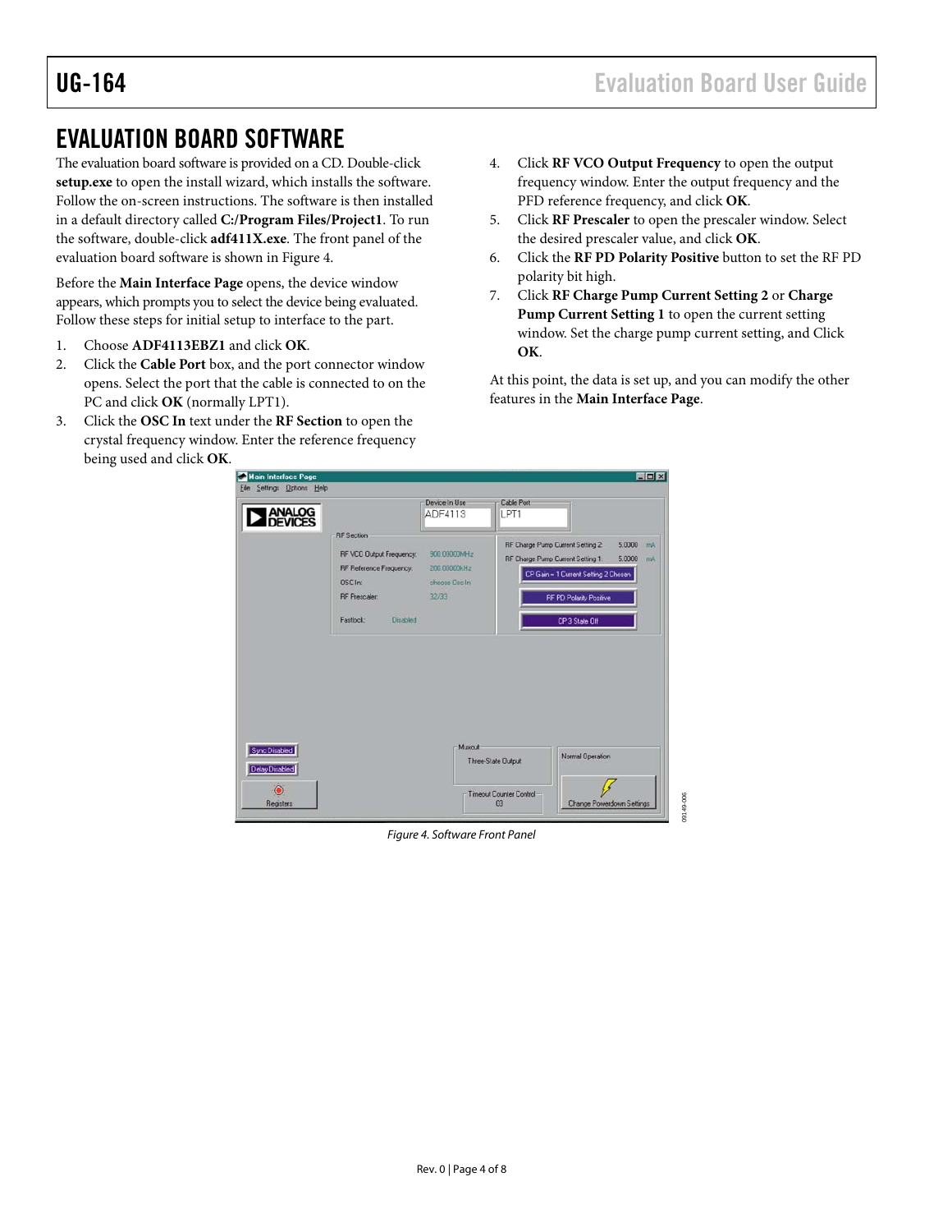# EVALUATION BOARD SOFTWARE

The evaluation board software is provided on a CD. Double-click **setup.exe** to open the install wizard, which installs the software. Follow the on-screen instructions. The software is then installed in a default directory called **C:/Program Files/Project1**. To run the software, double-click **adf411X.exe**. The front panel of the evaluation board software is shown in Figure 4.

Before the **Main Interface Page** opens, the device window appears, which prompts you to select the device being evaluated. Follow these steps for initial setup to interface to the part.

1. Choose **ADF4113EBZ1** and click **OK**.
2. Click the **Cable Port** box, and the port connector window opens. Select the port that the cable is connected to on the PC and click **OK** (normally LPT1).
3. Click the **OSC In** text under the **RF Section** to open the crystal frequency window. Enter the reference frequency being used and click **OK**.
4. Click **RF VCO Output Frequency** to open the output frequency window. Enter the output frequency and the PFD reference frequency, and click **OK**.
5. Click **RF Prescaler** to open the prescaler window. Select the desired prescaler value, and click **OK**.
6. Click the **RF PD Polarity Positive** button to set the RF PD polarity bit high.
7. Click **RF Charge Pump Current Setting 2** or **Charge Pump Current Setting 1** to open the current setting window. Set the charge pump current setting, and Click **OK**.

At this point, the data is set up, and you can modify the other features in the **Main Interface Page**.

*Figure 4. Software Front Panel*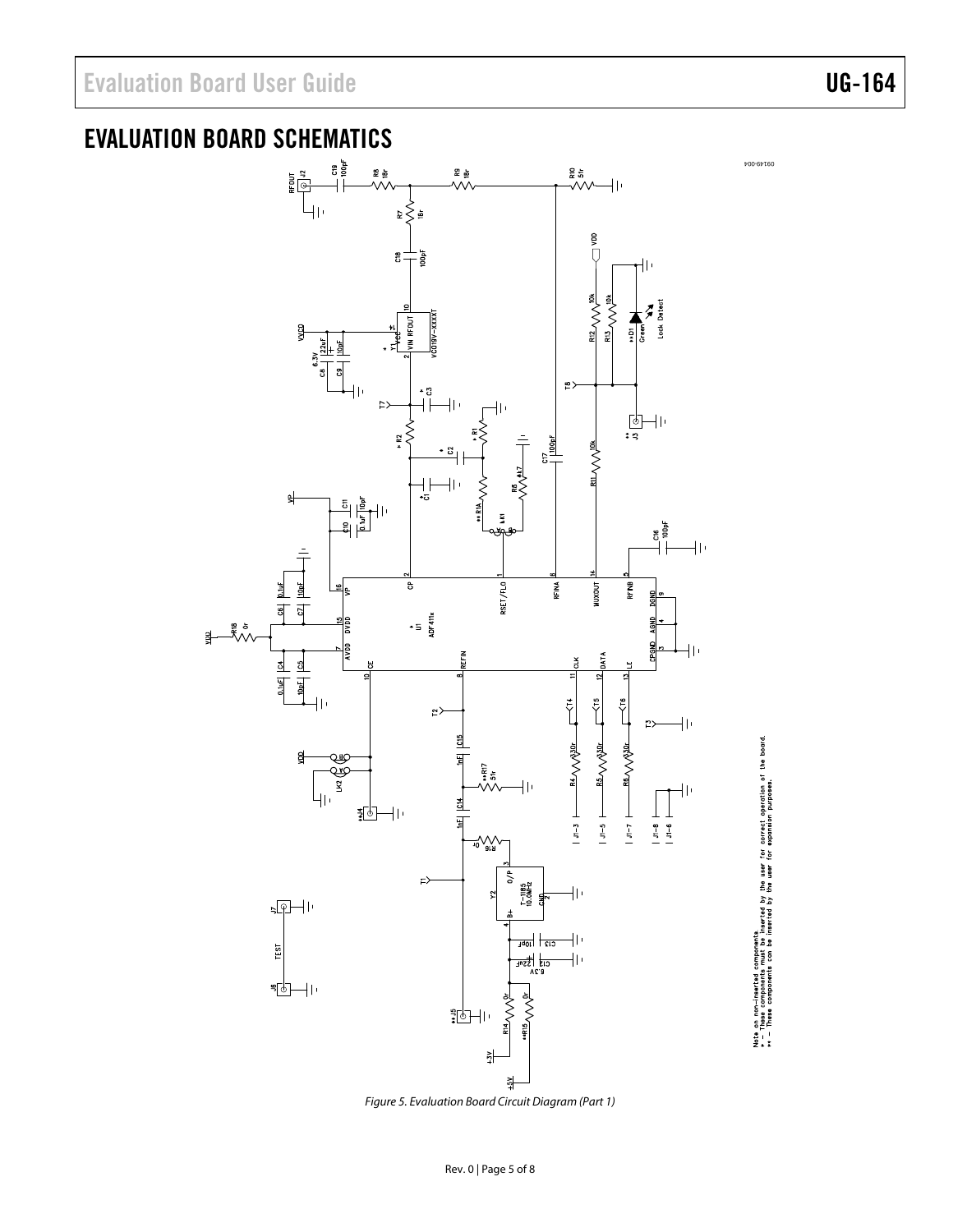## EVALUATION BOARD SCHEMATICS

Note on non-inserted components.
* — These components must be inserted by the user for correct operation of the board.
** — These components can be inserted by the user for expansion purposes.

Figure 5. Evaluation Board Circuit Diagram (Part 1)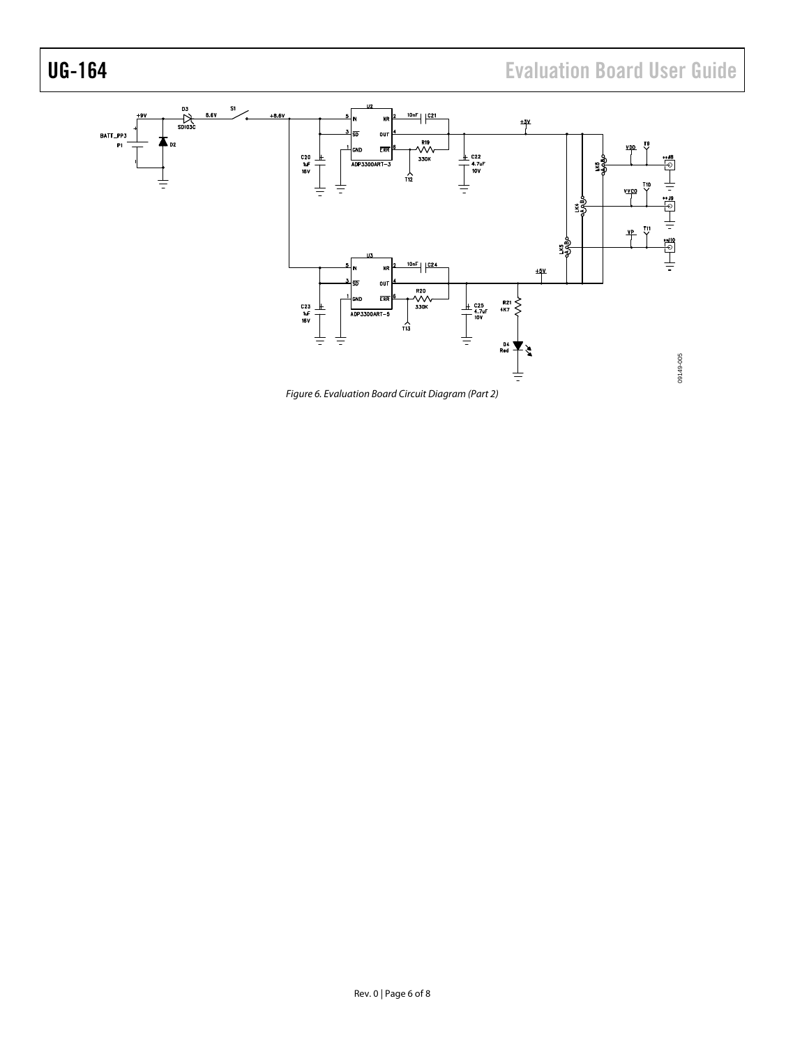Figure 6. Evaluation Board Circuit Diagram (Part 2)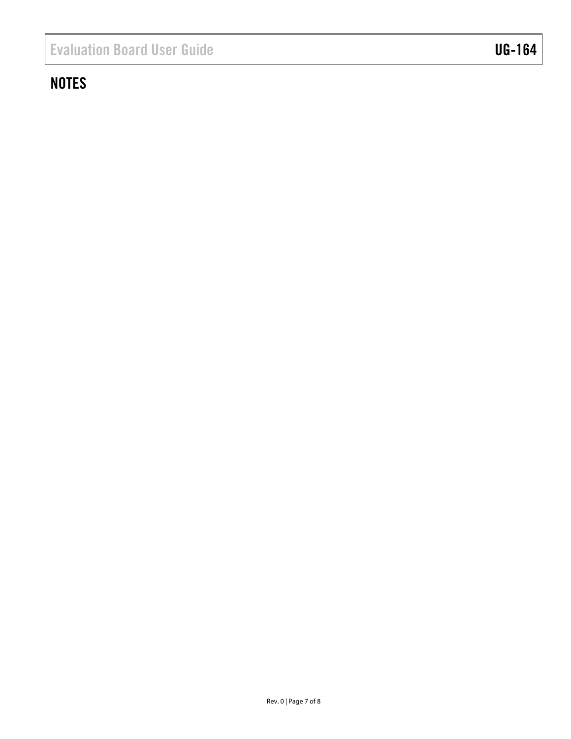## NOTES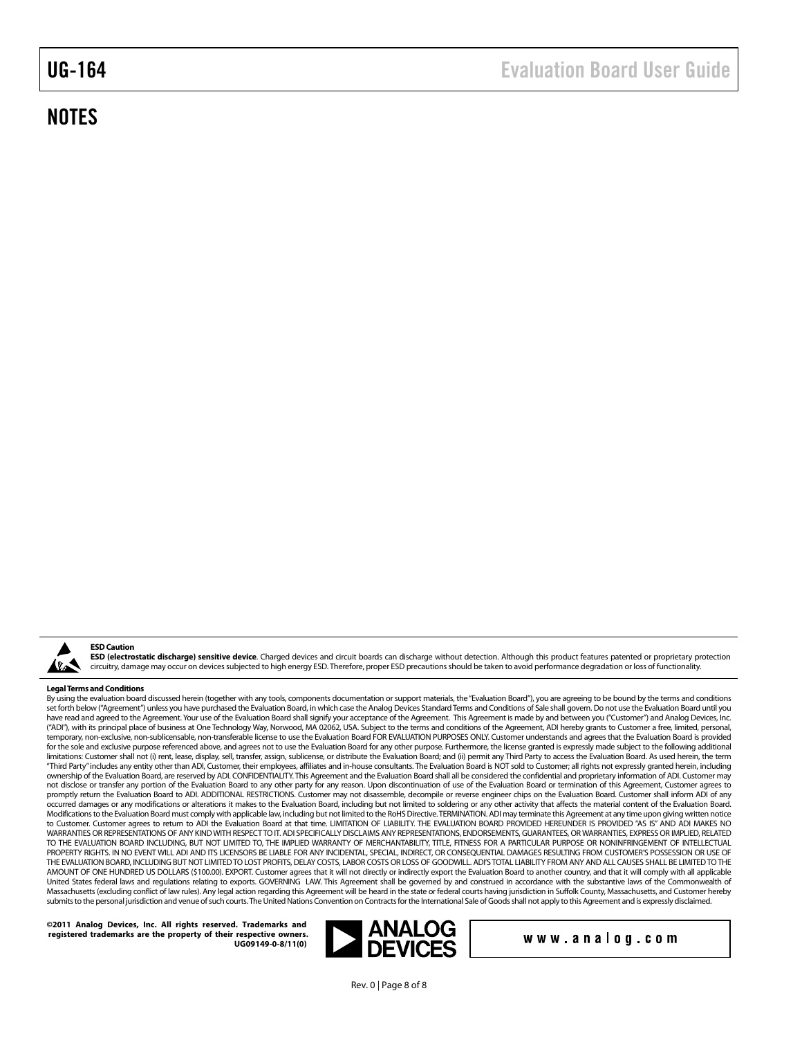## NOTES

**ESD Caution**

**ESD (electrostatic discharge) sensitive device**. Charged devices and circuit boards can discharge without detection. Although this product features patented or proprietary protection circuitry, damage may occur on devices subjected to high energy ESD. Therefore, proper ESD precautions should be taken to avoid performance degradation or loss of functionality.

**Legal Terms and Conditions**

By using the evaluation board discussed herein (together with any tools, components documentation or support materials, the "Evaluation Board"), you are agreeing to be bound by the terms and conditions set forth below ("Agreement") unless you have purchased the Evaluation Board, in which case the Analog Devices Standard Terms and Conditions of Sale shall govern. Do not use the Evaluation Board until you have read and agreed to the Agreement. Your use of the Evaluation Board shall signify your acceptance of the Agreement. This Agreement is made by and between you ("Customer") and Analog Devices, Inc. ("ADI"), with its principal place of business at One Technology Way, Norwood, MA 02062, USA. Subject to the terms and conditions of the Agreement, ADI hereby grants to Customer a free, limited, personal, temporary, non-exclusive, non-sublicensable, non-transferable license to use the Evaluation Board FOR EVALUATION PURPOSES ONLY. Customer understands and agrees that the Evaluation Board is provided for the sole and exclusive purpose referenced above, and agrees not to use the Evaluation Board for any other purpose. Furthermore, the license granted is expressly made subject to the following additional limitations: Customer shall not (i) rent, lease, display, sell, transfer, assign, sublicense, or distribute the Evaluation Board; and (ii) permit any Third Party to access the Evaluation Board. As used herein, the term "Third Party" includes any entity other than ADI, Customer, their employees, affiliates and in-house consultants. The Evaluation Board is NOT sold to Customer; all rights not expressly granted herein, including ownership of the Evaluation Board, are reserved by ADI. CONFIDENTIALITY. This Agreement and the Evaluation Board shall all be considered the confidential and proprietary information of ADI. Customer may not disclose or transfer any portion of the Evaluation Board to any other party for any reason. Upon discontinuation of use of the Evaluation Board or termination of this Agreement, Customer agrees to promptly return the Evaluation Board to ADI. ADDITIONAL RESTRICTIONS. Customer may not disassemble, decompile or reverse engineer chips on the Evaluation Board. Customer shall inform ADI of any occurred damages or any modifications or alterations it makes to the Evaluation Board, including but not limited to soldering or any other activity that affects the material content of the Evaluation Board. Modifications to the Evaluation Board must comply with applicable law, including but not limited to the RoHS Directive. TERMINATION. ADI may terminate this Agreement at any time upon giving written notice to Customer. Customer agrees to return to ADI the Evaluation Board at that time. LIMITATION OF LIABILITY. THE EVALUATION BOARD PROVIDED HEREUNDER IS PROVIDED "AS IS" AND ADI MAKES NO WARRANTIES OR REPRESENTATIONS OF ANY KIND WITH RESPECT TO IT. ADI SPECIFICALLY DISCLAIMS ANY REPRESENTATIONS, ENDORSEMENTS, GUARANTEES, OR WARRANTIES, EXPRESS OR IMPLIED, RELATED TO THE EVALUATION BOARD INCLUDING, BUT NOT LIMITED TO, THE IMPLIED WARRANTY OF MERCHANTABILITY, TITLE, FITNESS FOR A PARTICULAR PURPOSE OR NONINFRINGEMENT OF INTELLECTUAL PROPERTY RIGHTS. IN NO EVENT WILL ADI AND ITS LICENSORS BE LIABLE FOR ANY INCIDENTAL, SPECIAL, INDIRECT, OR CONSEQUENTIAL DAMAGES RESULTING FROM CUSTOMER'S POSSESSION OR USE OF THE EVALUATION BOARD, INCLUDING BUT NOT LIMITED TO LOST PROFITS, DELAY COSTS, LABOR COSTS OR LOSS OF GOODWILL. ADI'S TOTAL LIABILITY FROM ANY AND ALL CAUSES SHALL BE LIMITED TO THE AMOUNT OF ONE HUNDRED US DOLLARS ($100.00). EXPORT. Customer agrees that it will not directly or indirectly export the Evaluation Board to another country, and that it will comply with all applicable United States federal laws and regulations relating to exports. GOVERNING LAW. This Agreement shall be governed by and construed in accordance with the substantive laws of the Commonwealth of Massachusetts (excluding conflict of law rules). Any legal action regarding this Agreement will be heard in the state or federal courts having jurisdiction in Suffolk County, Massachusetts, and Customer hereby submits to the personal jurisdiction and venue of such courts. The United Nations Convention on Contracts for the International Sale of Goods shall not apply to this Agreement and is expressly disclaimed.

**©2011 Analog Devices, Inc. All rights reserved. Trademarks and registered trademarks are the property of their respective owners. UG09149-0-8/11(0)**

ANALOG DEVICES

www.analog.com